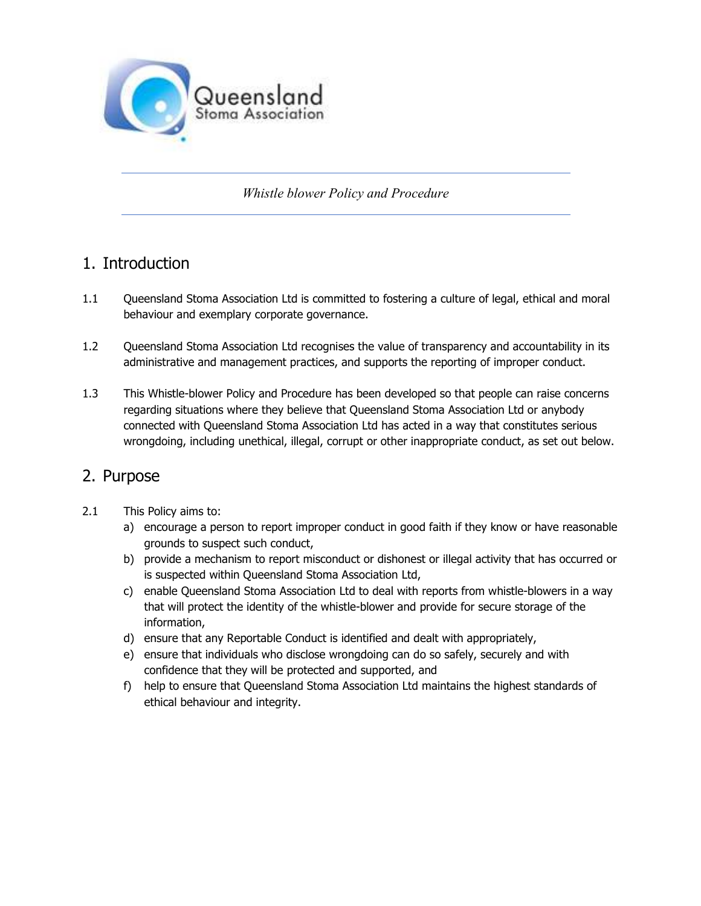Queensland Stoma Association

*Whistle blower Policy and Procedure*

## 1. Introduction

1.1 Queensland Stoma Association Ltd is committed to fostering a culture of legal, ethical and moral behaviour and exemplary corporate governance.

1.2 Queensland Stoma Association Ltd recognises the value of transparency and accountability in its administrative and management practices, and supports the reporting of improper conduct.

1.3 This Whistle-blower Policy and Procedure has been developed so that people can raise concerns regarding situations where they believe that Queensland Stoma Association Ltd or anybody connected with Queensland Stoma Association Ltd has acted in a way that constitutes serious wrongdoing, including unethical, illegal, corrupt or other inappropriate conduct, as set out below.

## 2. Purpose

2.1 This Policy aims to:

a) encourage a person to report improper conduct in good faith if they know or have reasonable grounds to suspect such conduct,
b) provide a mechanism to report misconduct or dishonest or illegal activity that has occurred or is suspected within Queensland Stoma Association Ltd,
c) enable Queensland Stoma Association Ltd to deal with reports from whistle-blowers in a way that will protect the identity of the whistle-blower and provide for secure storage of the information,
d) ensure that any Reportable Conduct is identified and dealt with appropriately,
e) ensure that individuals who disclose wrongdoing can do so safely, securely and with confidence that they will be protected and supported, and
f) help to ensure that Queensland Stoma Association Ltd maintains the highest standards of ethical behaviour and integrity.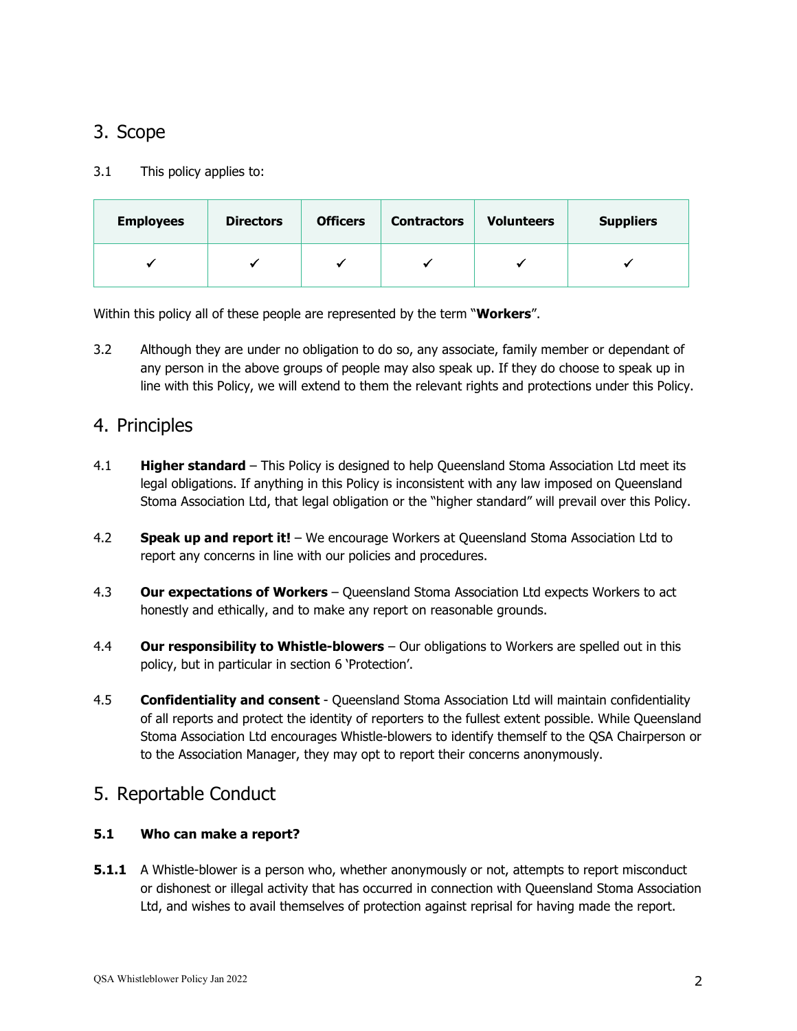## 3. Scope

3.1 This policy applies to:

| Employees | Directors | Officers | Contractors | Volunteers | Suppliers |
|---|---|---|---|---|---|
| ✓ | ✓ | ✓ | ✓ | ✓ | ✓ |

Within this policy all of these people are represented by the term "**Workers**".

3.2 Although they are under no obligation to do so, any associate, family member or dependant of any person in the above groups of people may also speak up. If they do choose to speak up in line with this Policy, we will extend to them the relevant rights and protections under this Policy.

## 4. Principles

4.1 **Higher standard** – This Policy is designed to help Queensland Stoma Association Ltd meet its legal obligations. If anything in this Policy is inconsistent with any law imposed on Queensland Stoma Association Ltd, that legal obligation or the "higher standard" will prevail over this Policy.

4.2 **Speak up and report it!** – We encourage Workers at Queensland Stoma Association Ltd to report any concerns in line with our policies and procedures.

4.3 **Our expectations of Workers** – Queensland Stoma Association Ltd expects Workers to act honestly and ethically, and to make any report on reasonable grounds.

4.4 **Our responsibility to Whistle-blowers** – Our obligations to Workers are spelled out in this policy, but in particular in section 6 'Protection'.

4.5 **Confidentiality and consent** - Queensland Stoma Association Ltd will maintain confidentiality of all reports and protect the identity of reporters to the fullest extent possible. While Queensland Stoma Association Ltd encourages Whistle-blowers to identify themself to the QSA Chairperson or to the Association Manager, they may opt to report their concerns anonymously.

## 5. Reportable Conduct

### 5.1 Who can make a report?

**5.1.1** A Whistle-blower is a person who, whether anonymously or not, attempts to report misconduct or dishonest or illegal activity that has occurred in connection with Queensland Stoma Association Ltd, and wishes to avail themselves of protection against reprisal for having made the report.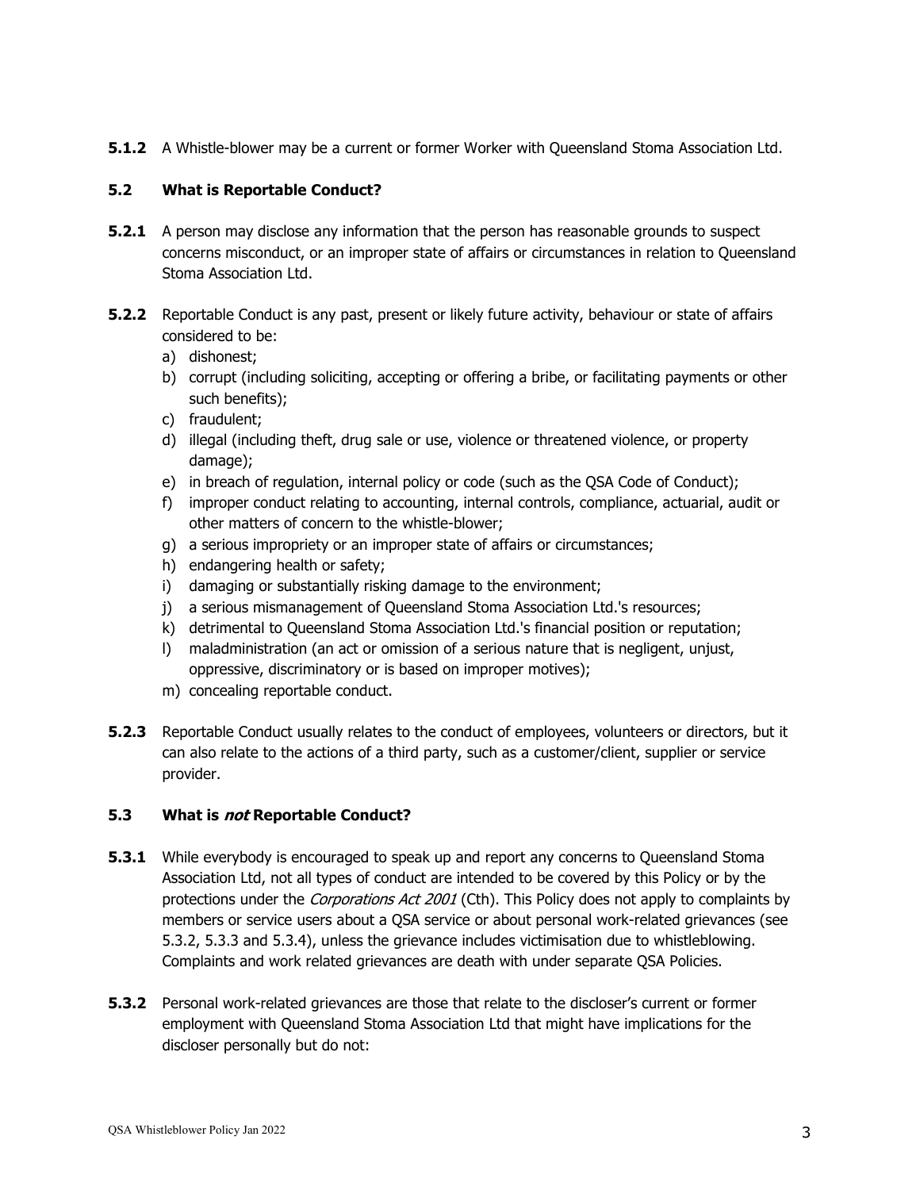**5.1.2** A Whistle-blower may be a current or former Worker with Queensland Stoma Association Ltd.

### 5.2 What is Reportable Conduct?

**5.2.1** A person may disclose any information that the person has reasonable grounds to suspect concerns misconduct, or an improper state of affairs or circumstances in relation to Queensland Stoma Association Ltd.

**5.2.2** Reportable Conduct is any past, present or likely future activity, behaviour or state of affairs considered to be:

a) dishonest;
b) corrupt (including soliciting, accepting or offering a bribe, or facilitating payments or other such benefits);
c) fraudulent;
d) illegal (including theft, drug sale or use, violence or threatened violence, or property damage);
e) in breach of regulation, internal policy or code (such as the QSA Code of Conduct);
f) improper conduct relating to accounting, internal controls, compliance, actuarial, audit or other matters of concern to the whistle-blower;
g) a serious impropriety or an improper state of affairs or circumstances;
h) endangering health or safety;
i) damaging or substantially risking damage to the environment;
j) a serious mismanagement of Queensland Stoma Association Ltd.'s resources;
k) detrimental to Queensland Stoma Association Ltd.'s financial position or reputation;
l) maladministration (an act or omission of a serious nature that is negligent, unjust, oppressive, discriminatory or is based on improper motives);
m) concealing reportable conduct.

**5.2.3** Reportable Conduct usually relates to the conduct of employees, volunteers or directors, but it can also relate to the actions of a third party, such as a customer/client, supplier or service provider.

### 5.3 What is *not* Reportable Conduct?

**5.3.1** While everybody is encouraged to speak up and report any concerns to Queensland Stoma Association Ltd, not all types of conduct are intended to be covered by this Policy or by the protections under the *Corporations Act 2001* (Cth). This Policy does not apply to complaints by members or service users about a QSA service or about personal work-related grievances (see 5.3.2, 5.3.3 and 5.3.4), unless the grievance includes victimisation due to whistleblowing. Complaints and work related grievances are death with under separate QSA Policies.

**5.3.2** Personal work-related grievances are those that relate to the discloser's current or former employment with Queensland Stoma Association Ltd that might have implications for the discloser personally but do not: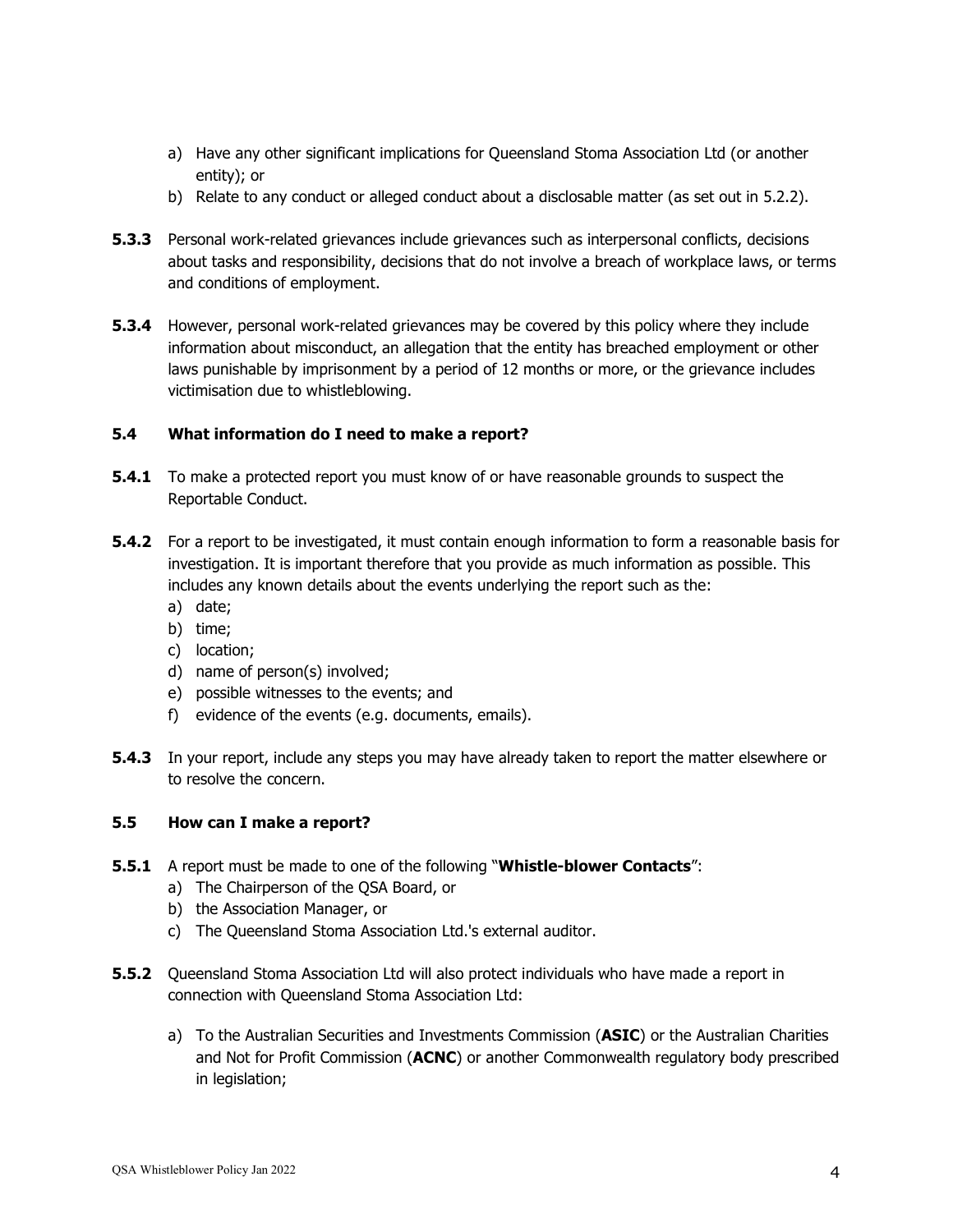a) Have any other significant implications for Queensland Stoma Association Ltd (or another entity); or
b) Relate to any conduct or alleged conduct about a disclosable matter (as set out in 5.2.2).

**5.3.3** Personal work-related grievances include grievances such as interpersonal conflicts, decisions about tasks and responsibility, decisions that do not involve a breach of workplace laws, or terms and conditions of employment.

**5.3.4** However, personal work-related grievances may be covered by this policy where they include information about misconduct, an allegation that the entity has breached employment or other laws punishable by imprisonment by a period of 12 months or more, or the grievance includes victimisation due to whistleblowing.

### 5.4 What information do I need to make a report?

**5.4.1** To make a protected report you must know of or have reasonable grounds to suspect the Reportable Conduct.

**5.4.2** For a report to be investigated, it must contain enough information to form a reasonable basis for investigation. It is important therefore that you provide as much information as possible. This includes any known details about the events underlying the report such as the:

a) date;
b) time;
c) location;
d) name of person(s) involved;
e) possible witnesses to the events; and
f) evidence of the events (e.g. documents, emails).

**5.4.3** In your report, include any steps you may have already taken to report the matter elsewhere or to resolve the concern.

### 5.5 How can I make a report?

**5.5.1** A report must be made to one of the following "**Whistle-blower Contacts**":

a) The Chairperson of the QSA Board, or
b) the Association Manager, or
c) The Queensland Stoma Association Ltd.'s external auditor.

**5.5.2** Queensland Stoma Association Ltd will also protect individuals who have made a report in connection with Queensland Stoma Association Ltd:

a) To the Australian Securities and Investments Commission (**ASIC**) or the Australian Charities and Not for Profit Commission (**ACNC**) or another Commonwealth regulatory body prescribed in legislation;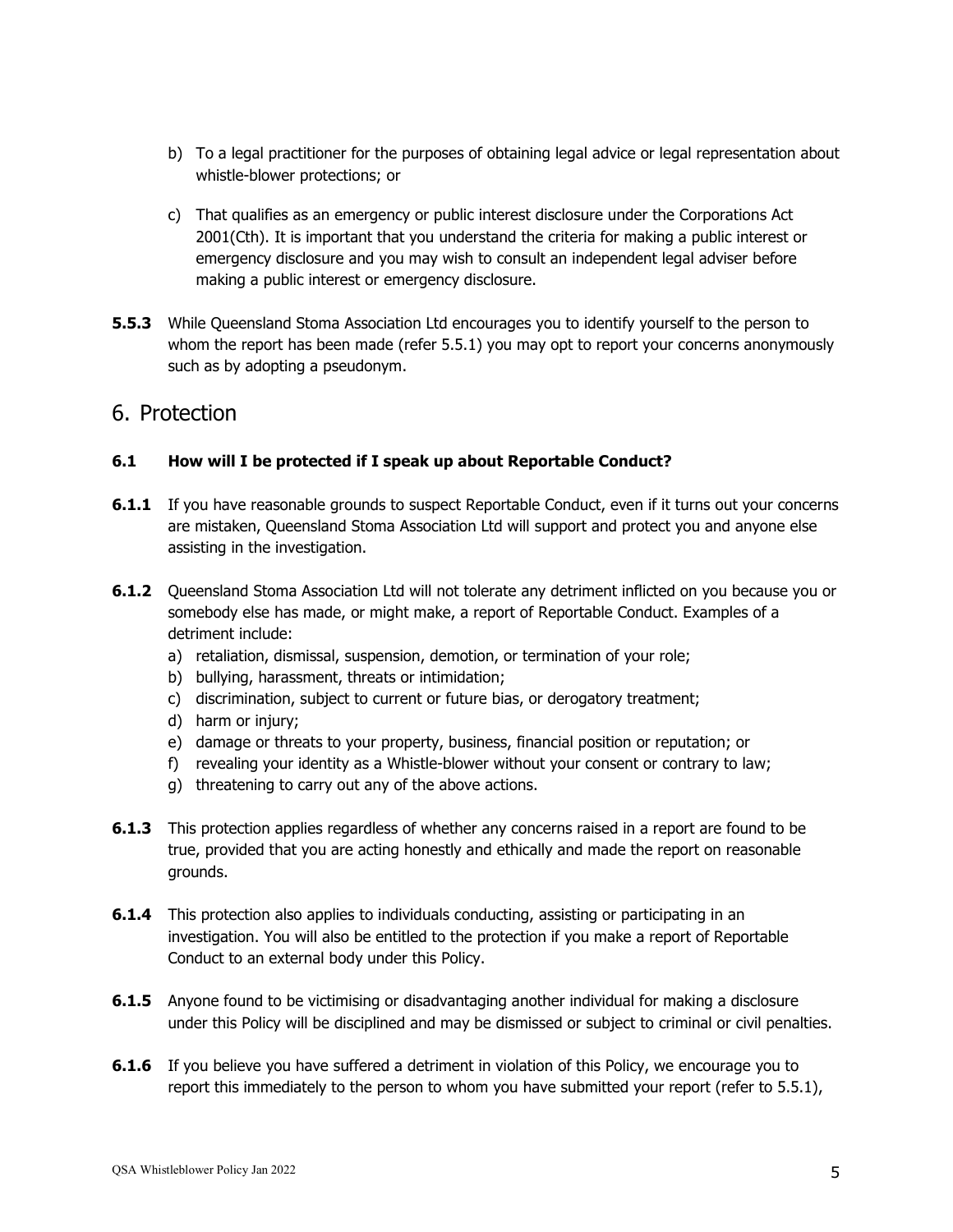b) To a legal practitioner for the purposes of obtaining legal advice or legal representation about whistle-blower protections; or

c) That qualifies as an emergency or public interest disclosure under the Corporations Act 2001(Cth). It is important that you understand the criteria for making a public interest or emergency disclosure and you may wish to consult an independent legal adviser before making a public interest or emergency disclosure.

**5.5.3** While Queensland Stoma Association Ltd encourages you to identify yourself to the person to whom the report has been made (refer 5.5.1) you may opt to report your concerns anonymously such as by adopting a pseudonym.

# 6. Protection

### 6.1 How will I be protected if I speak up about Reportable Conduct?

**6.1.1** If you have reasonable grounds to suspect Reportable Conduct, even if it turns out your concerns are mistaken, Queensland Stoma Association Ltd will support and protect you and anyone else assisting in the investigation.

**6.1.2** Queensland Stoma Association Ltd will not tolerate any detriment inflicted on you because you or somebody else has made, or might make, a report of Reportable Conduct. Examples of a detriment include:

a) retaliation, dismissal, suspension, demotion, or termination of your role;
b) bullying, harassment, threats or intimidation;
c) discrimination, subject to current or future bias, or derogatory treatment;
d) harm or injury;
e) damage or threats to your property, business, financial position or reputation; or
f) revealing your identity as a Whistle-blower without your consent or contrary to law;
g) threatening to carry out any of the above actions.

**6.1.3** This protection applies regardless of whether any concerns raised in a report are found to be true, provided that you are acting honestly and ethically and made the report on reasonable grounds.

**6.1.4** This protection also applies to individuals conducting, assisting or participating in an investigation. You will also be entitled to the protection if you make a report of Reportable Conduct to an external body under this Policy.

**6.1.5** Anyone found to be victimising or disadvantaging another individual for making a disclosure under this Policy will be disciplined and may be dismissed or subject to criminal or civil penalties.

**6.1.6** If you believe you have suffered a detriment in violation of this Policy, we encourage you to report this immediately to the person to whom you have submitted your report (refer to 5.5.1),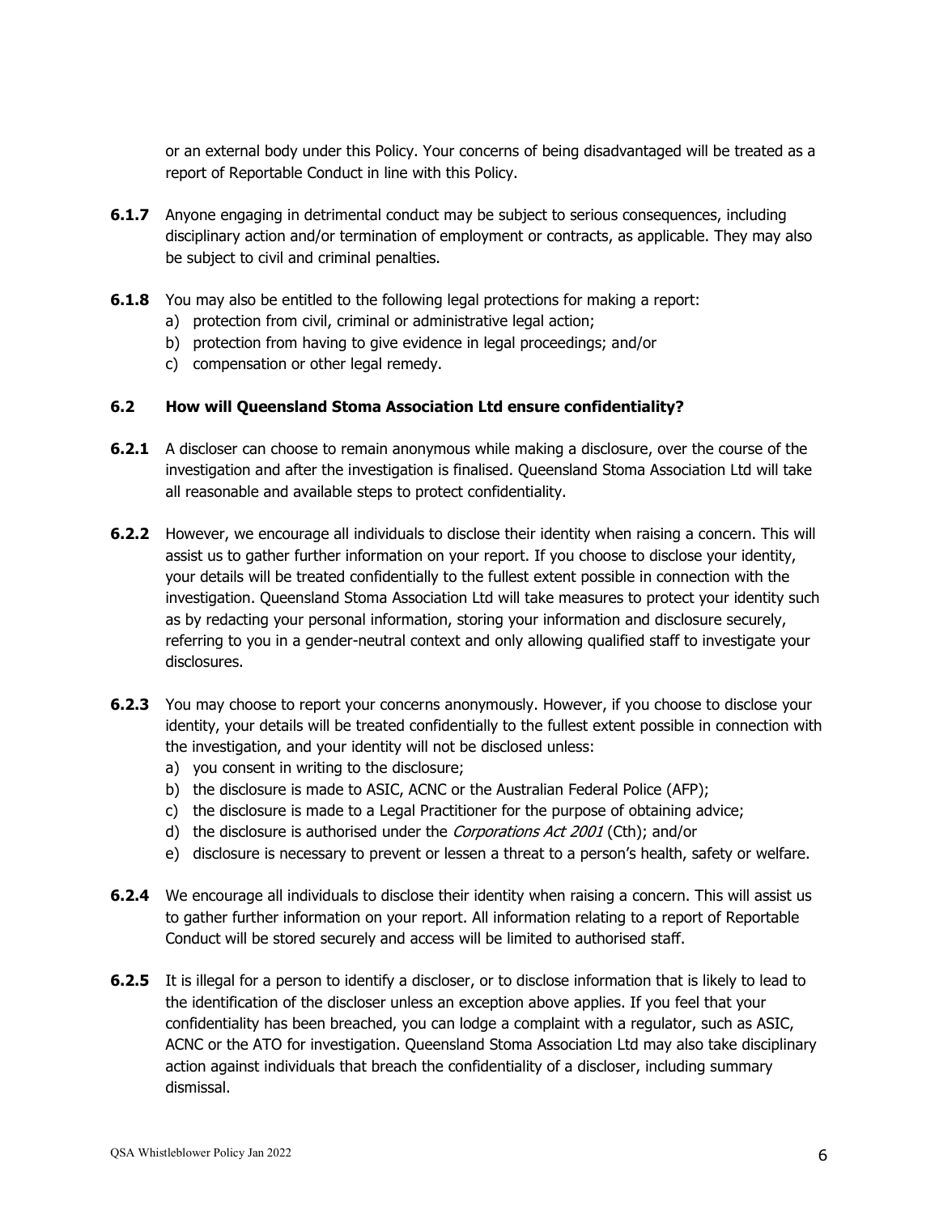or an external body under this Policy. Your concerns of being disadvantaged will be treated as a report of Reportable Conduct in line with this Policy.

**6.1.7** Anyone engaging in detrimental conduct may be subject to serious consequences, including disciplinary action and/or termination of employment or contracts, as applicable. They may also be subject to civil and criminal penalties.

**6.1.8** You may also be entitled to the following legal protections for making a report:

a) protection from civil, criminal or administrative legal action;
b) protection from having to give evidence in legal proceedings; and/or
c) compensation or other legal remedy.

### 6.2 How will Queensland Stoma Association Ltd ensure confidentiality?

**6.2.1** A discloser can choose to remain anonymous while making a disclosure, over the course of the investigation and after the investigation is finalised. Queensland Stoma Association Ltd will take all reasonable and available steps to protect confidentiality.

**6.2.2** However, we encourage all individuals to disclose their identity when raising a concern. This will assist us to gather further information on your report. If you choose to disclose your identity, your details will be treated confidentially to the fullest extent possible in connection with the investigation. Queensland Stoma Association Ltd will take measures to protect your identity such as by redacting your personal information, storing your information and disclosure securely, referring to you in a gender-neutral context and only allowing qualified staff to investigate your disclosures.

**6.2.3** You may choose to report your concerns anonymously. However, if you choose to disclose your identity, your details will be treated confidentially to the fullest extent possible in connection with the investigation, and your identity will not be disclosed unless:

a) you consent in writing to the disclosure;
b) the disclosure is made to ASIC, ACNC or the Australian Federal Police (AFP);
c) the disclosure is made to a Legal Practitioner for the purpose of obtaining advice;
d) the disclosure is authorised under the *Corporations Act 2001* (Cth); and/or
e) disclosure is necessary to prevent or lessen a threat to a person's health, safety or welfare.

**6.2.4** We encourage all individuals to disclose their identity when raising a concern. This will assist us to gather further information on your report. All information relating to a report of Reportable Conduct will be stored securely and access will be limited to authorised staff.

**6.2.5** It is illegal for a person to identify a discloser, or to disclose information that is likely to lead to the identification of the discloser unless an exception above applies. If you feel that your confidentiality has been breached, you can lodge a complaint with a regulator, such as ASIC, ACNC or the ATO for investigation. Queensland Stoma Association Ltd may also take disciplinary action against individuals that breach the confidentiality of a discloser, including summary dismissal.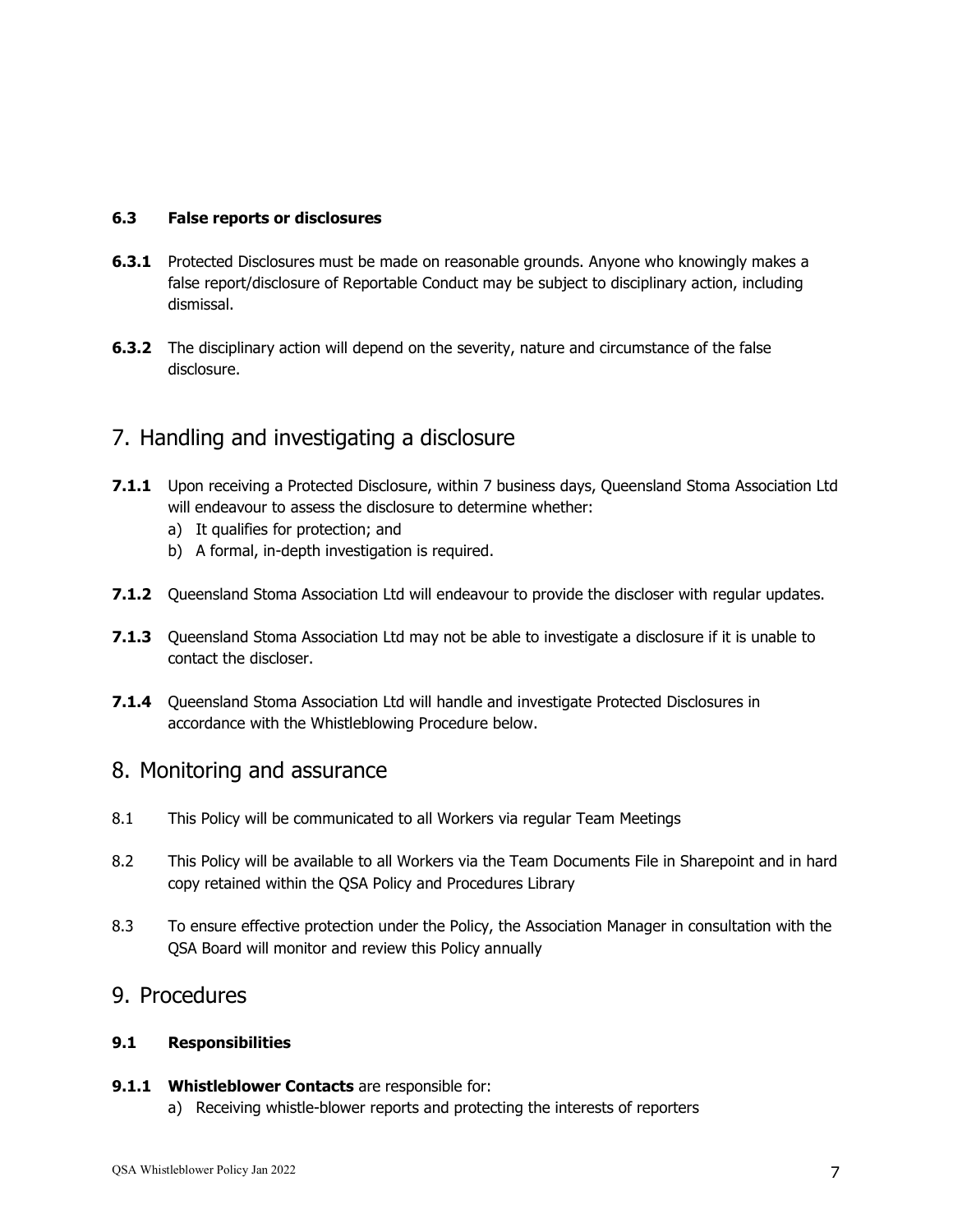### 6.3 False reports or disclosures

**6.3.1** Protected Disclosures must be made on reasonable grounds. Anyone who knowingly makes a false report/disclosure of Reportable Conduct may be subject to disciplinary action, including dismissal.

**6.3.2** The disciplinary action will depend on the severity, nature and circumstance of the false disclosure.

## 7. Handling and investigating a disclosure

**7.1.1** Upon receiving a Protected Disclosure, within 7 business days, Queensland Stoma Association Ltd will endeavour to assess the disclosure to determine whether:

a) It qualifies for protection; and
b) A formal, in-depth investigation is required.

**7.1.2** Queensland Stoma Association Ltd will endeavour to provide the discloser with regular updates.

**7.1.3** Queensland Stoma Association Ltd may not be able to investigate a disclosure if it is unable to contact the discloser.

**7.1.4** Queensland Stoma Association Ltd will handle and investigate Protected Disclosures in accordance with the Whistleblowing Procedure below.

## 8. Monitoring and assurance

8.1 This Policy will be communicated to all Workers via regular Team Meetings

8.2 This Policy will be available to all Workers via the Team Documents File in Sharepoint and in hard copy retained within the QSA Policy and Procedures Library

8.3 To ensure effective protection under the Policy, the Association Manager in consultation with the QSA Board will monitor and review this Policy annually

## 9. Procedures

### 9.1 Responsibilities

**9.1.1 Whistleblower Contacts** are responsible for:

a) Receiving whistle-blower reports and protecting the interests of reporters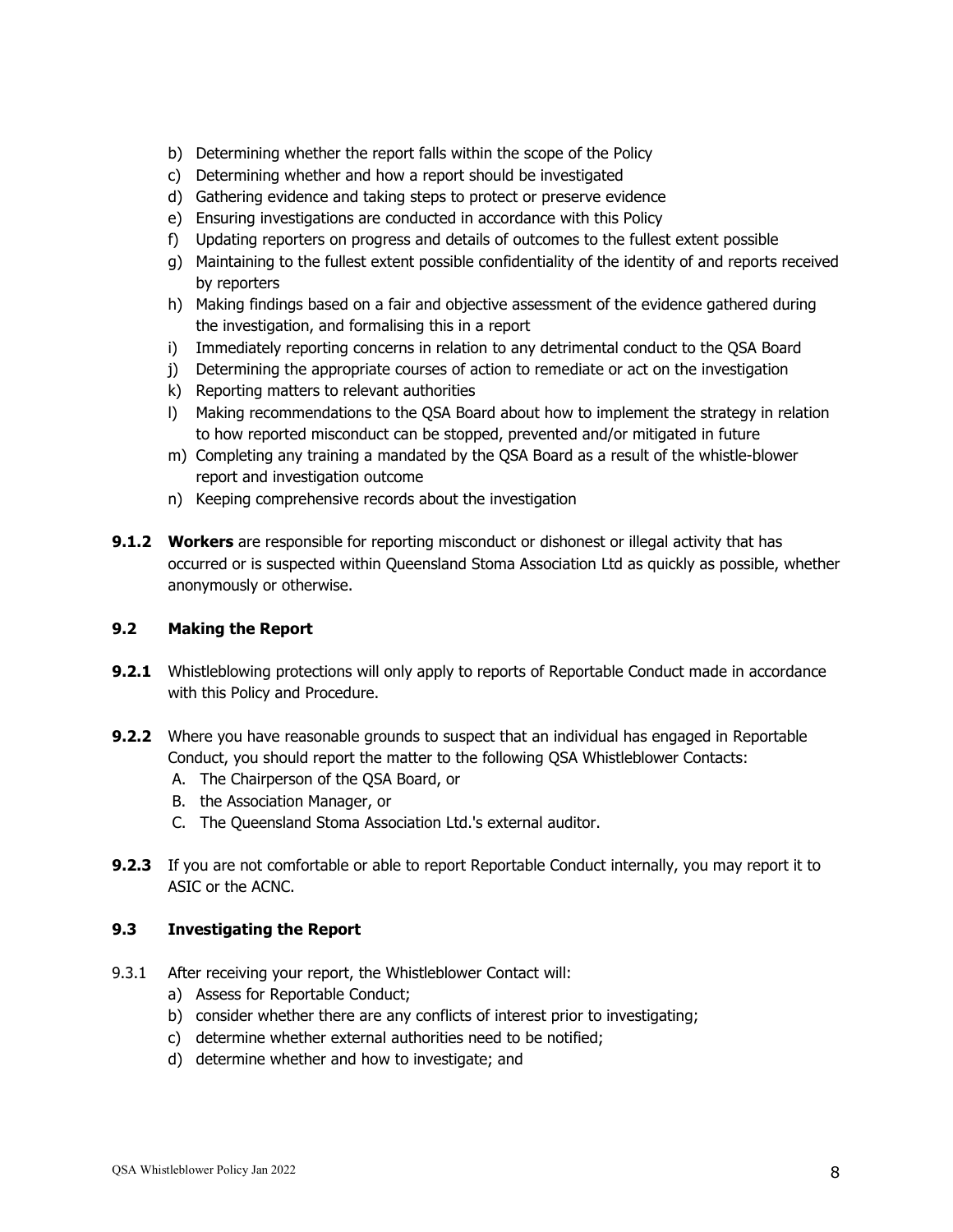b) Determining whether the report falls within the scope of the Policy
c) Determining whether and how a report should be investigated
d) Gathering evidence and taking steps to protect or preserve evidence
e) Ensuring investigations are conducted in accordance with this Policy
f) Updating reporters on progress and details of outcomes to the fullest extent possible
g) Maintaining to the fullest extent possible confidentiality of the identity of and reports received by reporters
h) Making findings based on a fair and objective assessment of the evidence gathered during the investigation, and formalising this in a report
i) Immediately reporting concerns in relation to any detrimental conduct to the QSA Board
j) Determining the appropriate courses of action to remediate or act on the investigation
k) Reporting matters to relevant authorities
l) Making recommendations to the QSA Board about how to implement the strategy in relation to how reported misconduct can be stopped, prevented and/or mitigated in future
m) Completing any training a mandated by the QSA Board as a result of the whistle-blower report and investigation outcome
n) Keeping comprehensive records about the investigation

**9.1.2** **Workers** are responsible for reporting misconduct or dishonest or illegal activity that has occurred or is suspected within Queensland Stoma Association Ltd as quickly as possible, whether anonymously or otherwise.

### 9.2 Making the Report

**9.2.1** Whistleblowing protections will only apply to reports of Reportable Conduct made in accordance with this Policy and Procedure.

**9.2.2** Where you have reasonable grounds to suspect that an individual has engaged in Reportable Conduct, you should report the matter to the following QSA Whistleblower Contacts:

A. The Chairperson of the QSA Board, or
B. the Association Manager, or
C. The Queensland Stoma Association Ltd.'s external auditor.

**9.2.3** If you are not comfortable or able to report Reportable Conduct internally, you may report it to ASIC or the ACNC.

### 9.3 Investigating the Report

9.3.1 After receiving your report, the Whistleblower Contact will:

a) Assess for Reportable Conduct;
b) consider whether there are any conflicts of interest prior to investigating;
c) determine whether external authorities need to be notified;
d) determine whether and how to investigate; and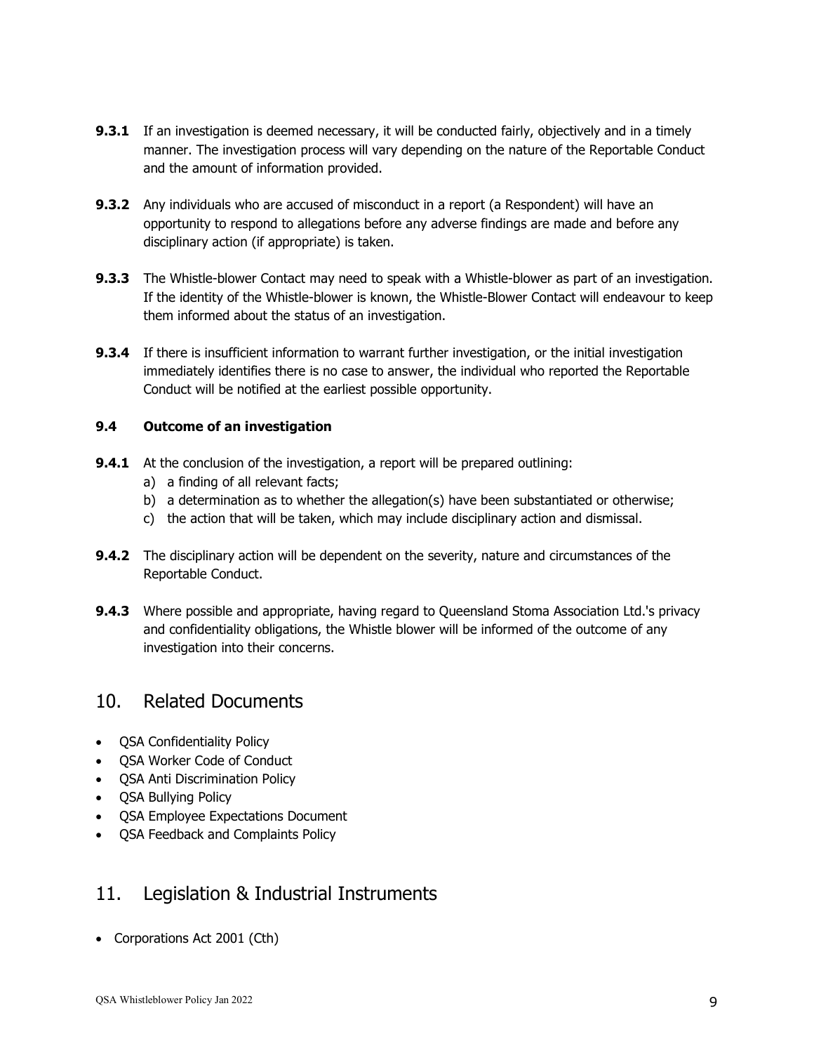**9.3.1** If an investigation is deemed necessary, it will be conducted fairly, objectively and in a timely manner. The investigation process will vary depending on the nature of the Reportable Conduct and the amount of information provided.

**9.3.2** Any individuals who are accused of misconduct in a report (a Respondent) will have an opportunity to respond to allegations before any adverse findings are made and before any disciplinary action (if appropriate) is taken.

**9.3.3** The Whistle-blower Contact may need to speak with a Whistle-blower as part of an investigation. If the identity of the Whistle-blower is known, the Whistle-Blower Contact will endeavour to keep them informed about the status of an investigation.

**9.3.4** If there is insufficient information to warrant further investigation, or the initial investigation immediately identifies there is no case to answer, the individual who reported the Reportable Conduct will be notified at the earliest possible opportunity.

### 9.4 Outcome of an investigation

**9.4.1** At the conclusion of the investigation, a report will be prepared outlining:

a) a finding of all relevant facts;
b) a determination as to whether the allegation(s) have been substantiated or otherwise;
c) the action that will be taken, which may include disciplinary action and dismissal.

**9.4.2** The disciplinary action will be dependent on the severity, nature and circumstances of the Reportable Conduct.

**9.4.3** Where possible and appropriate, having regard to Queensland Stoma Association Ltd.'s privacy and confidentiality obligations, the Whistle blower will be informed of the outcome of any investigation into their concerns.

## 10. Related Documents

- QSA Confidentiality Policy
- QSA Worker Code of Conduct
- QSA Anti Discrimination Policy
- QSA Bullying Policy
- QSA Employee Expectations Document
- QSA Feedback and Complaints Policy

## 11. Legislation & Industrial Instruments

- Corporations Act 2001 (Cth)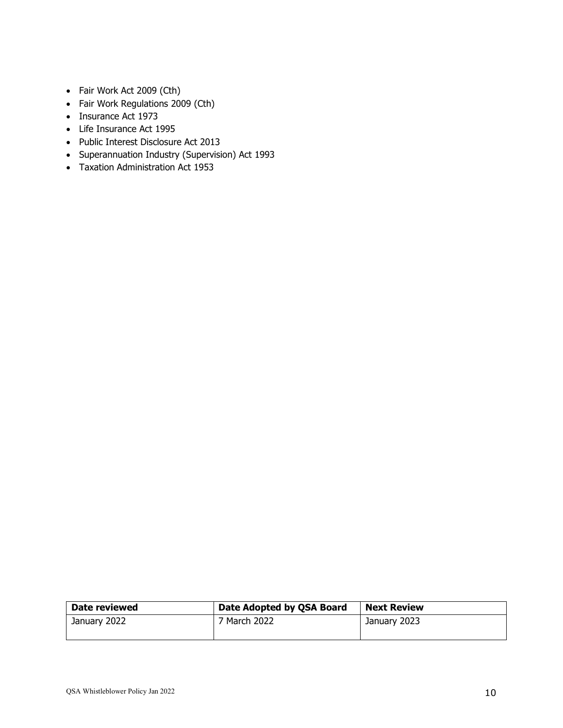- Fair Work Act 2009 (Cth)
- Fair Work Regulations 2009 (Cth)
- Insurance Act 1973
- Life Insurance Act 1995
- Public Interest Disclosure Act 2013
- Superannuation Industry (Supervision) Act 1993
- Taxation Administration Act 1953

| Date reviewed | Date Adopted by QSA Board | Next Review |
|---|---|---|
| January 2022 | 7 March 2022 | January 2023 |